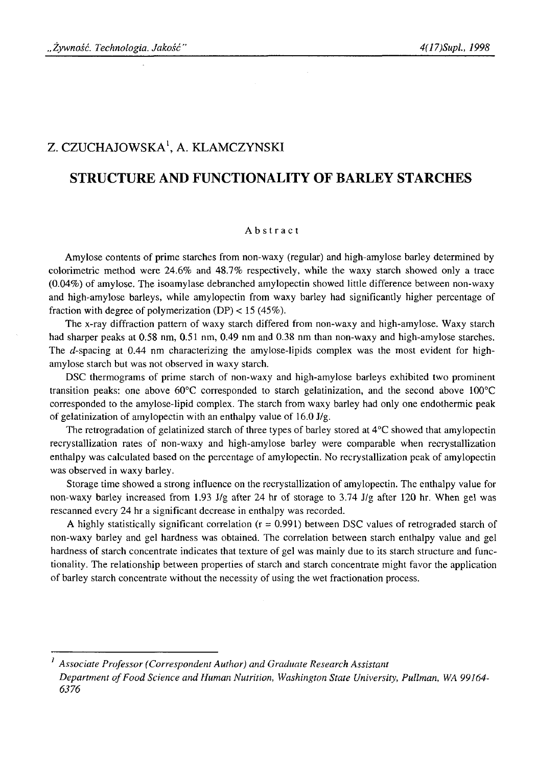Z. CZUCHAJOWSKA[1], A. KLAMCZYNSKI

# STRUCTURE AND FUNCTIONALITY OF BARLEY STARCHES

## Abstract

Amylose contents of prime starches from non-waxy (regular) and high-amylose barley determined by colorimetric method were 24.6% and 48.7% respectively, while the waxy starch showed only a trace (0.04%) of amylose. The isoamylase debranched amylopectin showed little difference between non-waxy and high-amylose barleys, while amylopectin from waxy barley had significantly higher percentage of fraction with degree of polymerization (DP) < 15 (45%).

The x-ray diffraction pattern of waxy starch differed from non-waxy and high-amylose. Waxy starch had sharper peaks at 0.58 nm, 0.51 nm, 0.49 nm and 0.38 nm than non-waxy and high-amylose starches. The *d*-spacing at 0.44 nm characterizing the amylose-lipids complex was the most evident for high-amylose starch but was not observed in waxy starch.

DSC thermograms of prime starch of non-waxy and high-amylose barleys exhibited two prominent transition peaks: one above 60°C corresponded to starch gelatinization, and the second above 100°C corresponded to the amylose-lipid complex. The starch from waxy barley had only one endothermic peak of gelatinization of amylopectin with an enthalpy value of 16.0 J/g.

The retrogradation of gelatinized starch of three types of barley stored at 4°C showed that amylopectin recrystallization rates of non-waxy and high-amylose barley were comparable when recrystallization enthalpy was calculated based on the percentage of amylopectin. No recrystallization peak of amylopectin was observed in waxy barley.

Storage time showed a strong influence on the recrystallization of amylopectin. The enthalpy value for non-waxy barley increased from 1.93 J/g after 24 hr of storage to 3.74 J/g after 120 hr. When gel was rescanned every 24 hr a significant decrease in enthalpy was recorded.

A highly statistically significant correlation ($r = 0.991$) between DSC values of retrograded starch of non-waxy barley and gel hardness was obtained. The correlation between starch enthalpy value and gel hardness of starch concentrate indicates that texture of gel was mainly due to its starch structure and functionality. The relationship between properties of starch and starch concentrate might favor the application of barley starch concentrate without the necessity of using the wet fractionation process.

---

[1] *Associate Professor (Correspondent Author) and Graduate Research Assistant*
*Department of Food Science and Human Nutrition, Washington State University, Pullman, WA 99164-6376*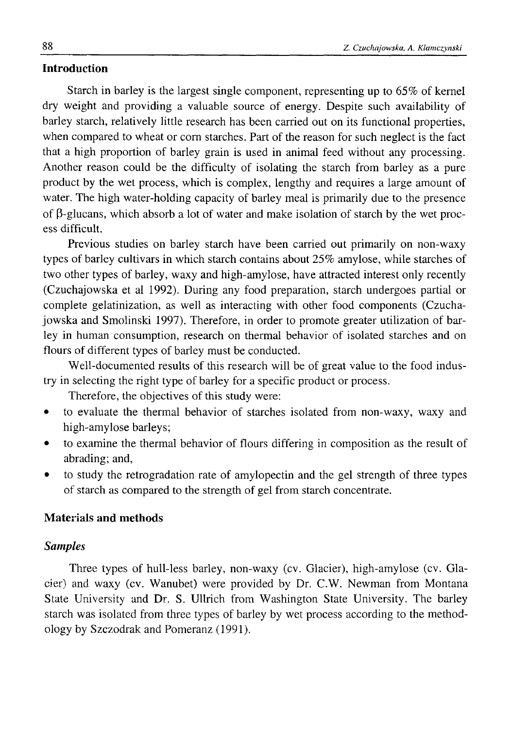## Introduction

Starch in barley is the largest single component, representing up to 65% of kernel dry weight and providing a valuable source of energy. Despite such availability of barley starch, relatively little research has been carried out on its functional properties, when compared to wheat or corn starches. Part of the reason for such neglect is the fact that a high proportion of barley grain is used in animal feed without any processing. Another reason could be the difficulty of isolating the starch from barley as a pure product by the wet process, which is complex, lengthy and requires a large amount of water. The high water-holding capacity of barley meal is primarily due to the presence of β-glucans, which absorb a lot of water and make isolation of starch by the wet process difficult.

Previous studies on barley starch have been carried out primarily on non-waxy types of barley cultivars in which starch contains about 25% amylose, while starches of two other types of barley, waxy and high-amylose, have attracted interest only recently (Czuchajowska et al 1992). During any food preparation, starch undergoes partial or complete gelatinization, as well as interacting with other food components (Czuchajowska and Smolinski 1997). Therefore, in order to promote greater utilization of barley in human consumption, research on thermal behavior of isolated starches and on flours of different types of barley must be conducted.

Well-documented results of this research will be of great value to the food industry in selecting the right type of barley for a specific product or process.

Therefore, the objectives of this study were:

- to evaluate the thermal behavior of starches isolated from non-waxy, waxy and high-amylose barleys;
- to examine the thermal behavior of flours differing in composition as the result of abrading; and,
- to study the retrogradation rate of amylopectin and the gel strength of three types of starch as compared to the strength of gel from starch concentrate.

## Materials and methods

### *Samples*

Three types of hull-less barley, non-waxy (cv. Glacier), high-amylose (cv. Glacier) and waxy (cv. Wanubet) were provided by Dr. C.W. Newman from Montana State University and Dr. S. Ullrich from Washington State University. The barley starch was isolated from three types of barley by wet process according to the methodology by Szczodrak and Pomeranz (1991).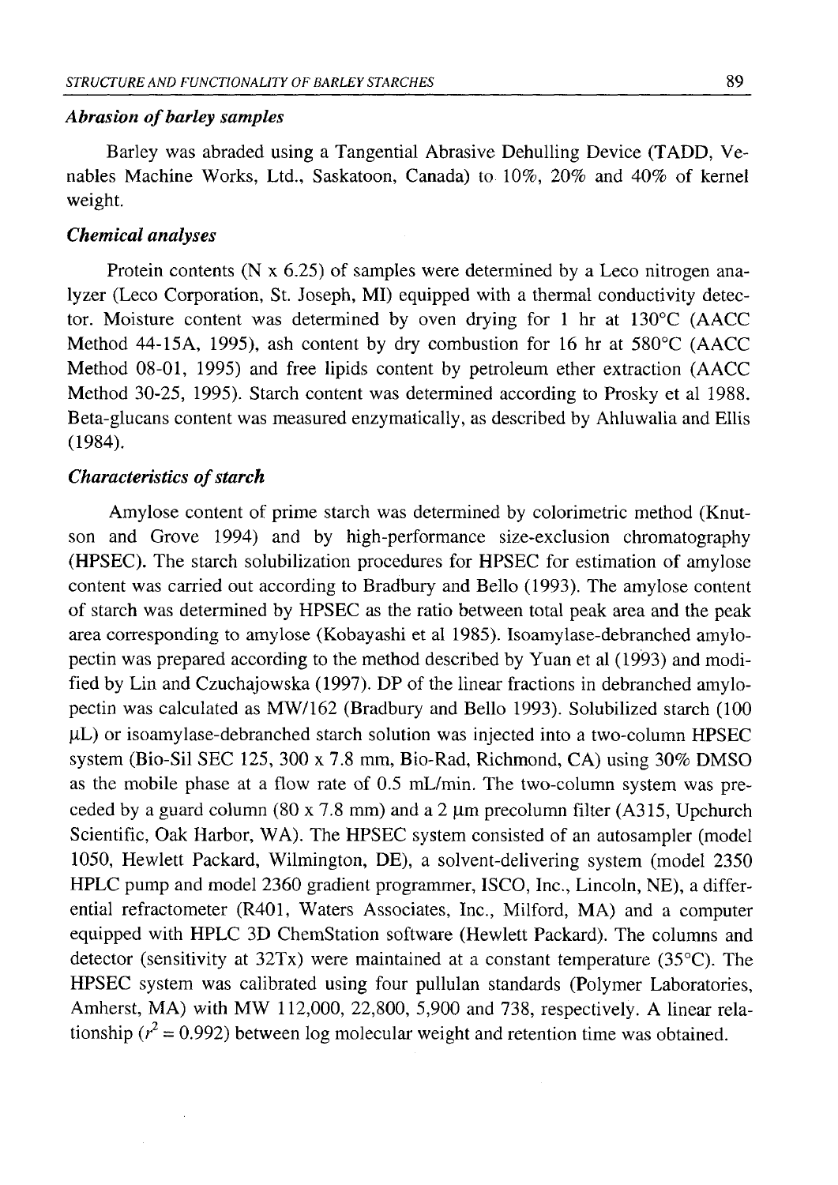### *Abrasion of barley samples*

Barley was abraded using a Tangential Abrasive Dehulling Device (TADD, Venables Machine Works, Ltd., Saskatoon, Canada) to 10%, 20% and 40% of kernel weight.

### *Chemical analyses*

Protein contents (N x 6.25) of samples were determined by a Leco nitrogen analyzer (Leco Corporation, St. Joseph, MI) equipped with a thermal conductivity detector. Moisture content was determined by oven drying for 1 hr at 130°C (AACC Method 44-15A, 1995), ash content by dry combustion for 16 hr at 580°C (AACC Method 08-01, 1995) and free lipids content by petroleum ether extraction (AACC Method 30-25, 1995). Starch content was determined according to Prosky et al 1988. Beta-glucans content was measured enzymatically, as described by Ahluwalia and Ellis (1984).

### *Characteristics of starch*

Amylose content of prime starch was determined by colorimetric method (Knutson and Grove 1994) and by high-performance size-exclusion chromatography (HPSEC). The starch solubilization procedures for HPSEC for estimation of amylose content was carried out according to Bradbury and Bello (1993). The amylose content of starch was determined by HPSEC as the ratio between total peak area and the peak area corresponding to amylose (Kobayashi et al 1985). Isoamylase-debranched amylopectin was prepared according to the method described by Yuan et al (1993) and modified by Lin and Czuchajowska (1997). DP of the linear fractions in debranched amylopectin was calculated as MW/162 (Bradbury and Bello 1993). Solubilized starch (100 µL) or isoamylase-debranched starch solution was injected into a two-column HPSEC system (Bio-Sil SEC 125, 300 x 7.8 mm, Bio-Rad, Richmond, CA) using 30% DMSO as the mobile phase at a flow rate of 0.5 mL/min. The two-column system was preceded by a guard column (80 x 7.8 mm) and a 2 µm precolumn filter (A315, Upchurch Scientific, Oak Harbor, WA). The HPSEC system consisted of an autosampler (model 1050, Hewlett Packard, Wilmington, DE), a solvent-delivering system (model 2350 HPLC pump and model 2360 gradient programmer, ISCO, Inc., Lincoln, NE), a differential refractometer (R401, Waters Associates, Inc., Milford, MA) and a computer equipped with HPLC 3D ChemStation software (Hewlett Packard). The columns and detector (sensitivity at 32Tx) were maintained at a constant temperature (35°C). The HPSEC system was calibrated using four pullulan standards (Polymer Laboratories, Amherst, MA) with MW 112,000, 22,800, 5,900 and 738, respectively. A linear relationship ($r^2 = 0.992$) between log molecular weight and retention time was obtained.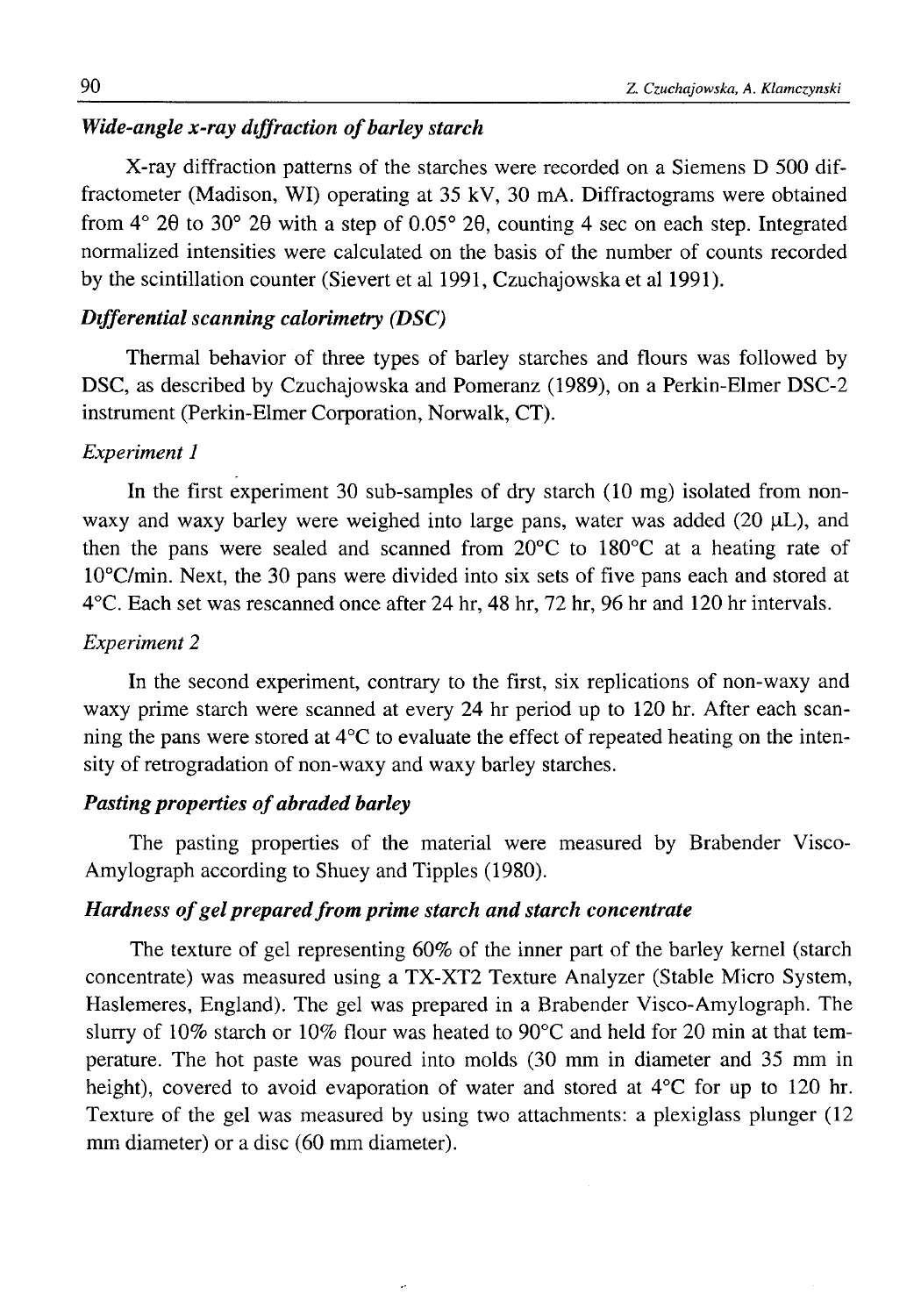### *Wide-angle x-ray diffraction of barley starch*

X-ray diffraction patterns of the starches were recorded on a Siemens D 500 diffractometer (Madison, WI) operating at 35 kV, 30 mA. Diffractograms were obtained from 4° 2θ to 30° 2θ with a step of 0.05° 2θ, counting 4 sec on each step. Integrated normalized intensities were calculated on the basis of the number of counts recorded by the scintillation counter (Sievert et al 1991, Czuchajowska et al 1991).

### *Differential scanning calorimetry (DSC)*

Thermal behavior of three types of barley starches and flours was followed by DSC, as described by Czuchajowska and Pomeranz (1989), on a Perkin-Elmer DSC-2 instrument (Perkin-Elmer Corporation, Norwalk, CT).

#### *Experiment 1*

In the first experiment 30 sub-samples of dry starch (10 mg) isolated from non-waxy and waxy barley were weighed into large pans, water was added (20 μL), and then the pans were sealed and scanned from 20°C to 180°C at a heating rate of 10°C/min. Next, the 30 pans were divided into six sets of five pans each and stored at 4°C. Each set was rescanned once after 24 hr, 48 hr, 72 hr, 96 hr and 120 hr intervals.

#### *Experiment 2*

In the second experiment, contrary to the first, six replications of non-waxy and waxy prime starch were scanned at every 24 hr period up to 120 hr. After each scanning the pans were stored at 4°C to evaluate the effect of repeated heating on the intensity of retrogradation of non-waxy and waxy barley starches.

### *Pasting properties of abraded barley*

The pasting properties of the material were measured by Brabender Visco-Amylograph according to Shuey and Tipples (1980).

### *Hardness of gel prepared from prime starch and starch concentrate*

The texture of gel representing 60% of the inner part of the barley kernel (starch concentrate) was measured using a TX-XT2 Texture Analyzer (Stable Micro System, Haslemeres, England). The gel was prepared in a Brabender Visco-Amylograph. The slurry of 10% starch or 10% flour was heated to 90°C and held for 20 min at that temperature. The hot paste was poured into molds (30 mm in diameter and 35 mm in height), covered to avoid evaporation of water and stored at 4°C for up to 120 hr. Texture of the gel was measured by using two attachments: a plexiglass plunger (12 mm diameter) or a disc (60 mm diameter).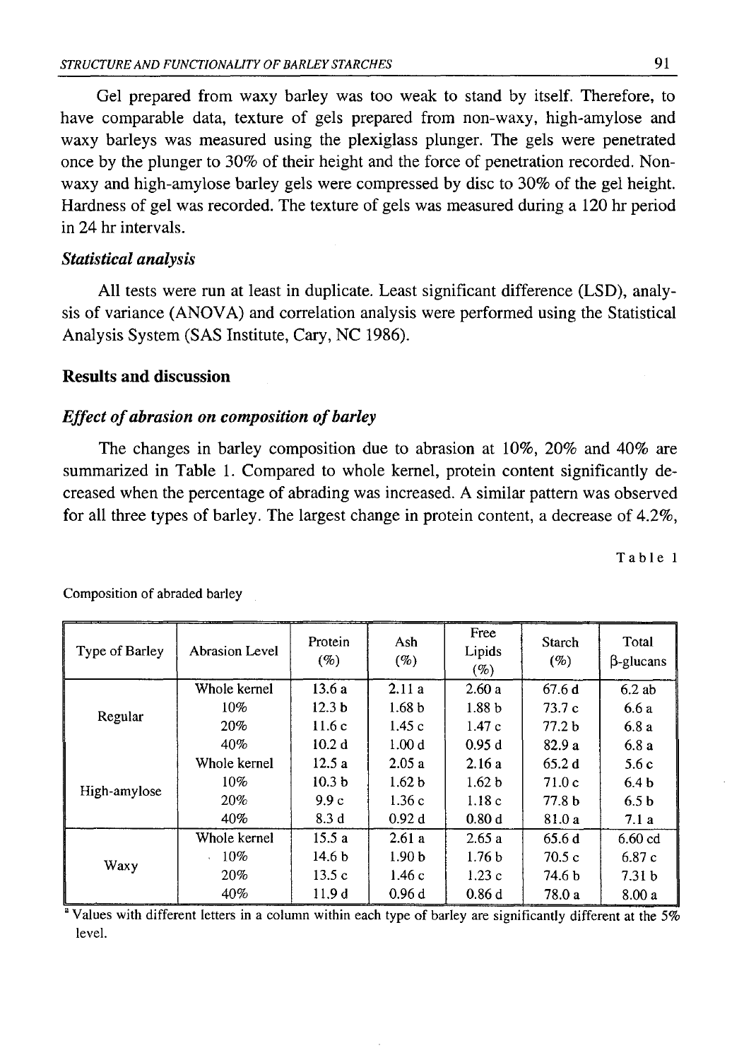Gel prepared from waxy barley was too weak to stand by itself. Therefore, to have comparable data, texture of gels prepared from non-waxy, high-amylose and waxy barleys was measured using the plexiglass plunger. The gels were penetrated once by the plunger to 30% of their height and the force of penetration recorded. Non-waxy and high-amylose barley gels were compressed by disc to 30% of the gel height. Hardness of gel was recorded. The texture of gels was measured during a 120 hr period in 24 hr intervals.

### *Statistical analysis*

All tests were run at least in duplicate. Least significant difference (LSD), analysis of variance (ANOVA) and correlation analysis were performed using the Statistical Analysis System (SAS Institute, Cary, NC 1986).

## Results and discussion

### *Effect of abrasion on composition of barley*

The changes in barley composition due to abrasion at 10%, 20% and 40% are summarized in Table 1. Compared to whole kernel, protein content significantly decreased when the percentage of abrading was increased. A similar pattern was observed for all three types of barley. The largest change in protein content, a decrease of 4.2%,

Table 1

Composition of abraded barley

| Type of Barley | Abrasion Level | Protein (%) | Ash (%) | Free Lipids (%) | Starch (%) | Total β-glucans |
|---|---|---|---|---|---|---|
| Regular | Whole kernel | 13.6 a | 2.11 a | 2.60 a | 67.6 d | 6.2 ab |
| | 10% | 12.3 b | 1.68 b | 1.88 b | 73.7 c | 6.6 a |
| | 20% | 11.6 c | 1.45 c | 1.47 c | 77.2 b | 6.8 a |
| | 40% | 10.2 d | 1.00 d | 0.95 d | 82.9 a | 6.8 a |
| High-amylose | Whole kernel | 12.5 a | 2.05 a | 2.16 a | 65.2 d | 5.6 c |
| | 10% | 10.3 b | 1.62 b | 1.62 b | 71.0 c | 6.4 b |
| | 20% | 9.9 c | 1.36 c | 1.18 c | 77.8 b | 6.5 b |
| | 40% | 8.3 d | 0.92 d | 0.80 d | 81.0 a | 7.1 a |
| Waxy | Whole kernel | 15.5 a | 2.61 a | 2.65 a | 65.6 d | 6.60 cd |
| | 10% | 14.6 b | 1.90 b | 1.76 b | 70.5 c | 6.87 c |
| | 20% | 13.5 c | 1.46 c | 1.23 c | 74.6 b | 7.31 b |
| | 40% | 11.9 d | 0.96 d | 0.86 d | 78.0 a | 8.00 a |

[a] Values with different letters in a column within each type of barley are significantly different at the 5% level.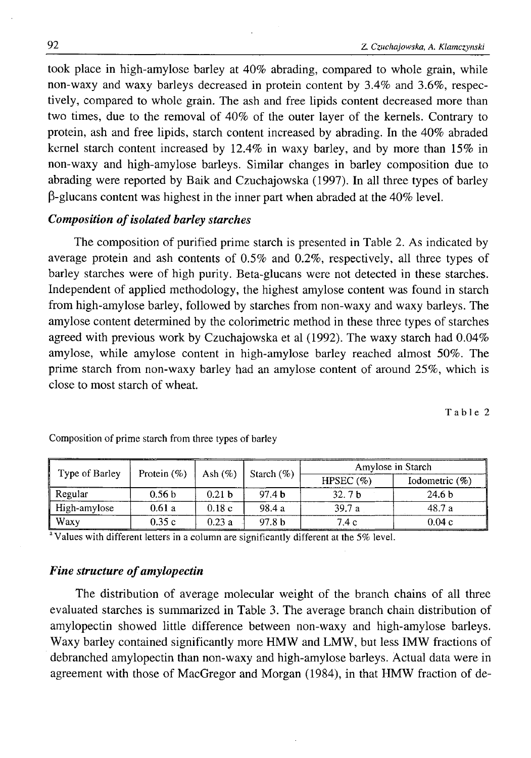took place in high-amylose barley at 40% abrading, compared to whole grain, while non-waxy and waxy barleys decreased in protein content by 3.4% and 3.6%, respectively, compared to whole grain. The ash and free lipids content decreased more than two times, due to the removal of 40% of the outer layer of the kernels. Contrary to protein, ash and free lipids, starch content increased by abrading. In the 40% abraded kernel starch content increased by 12.4% in waxy barley, and by more than 15% in non-waxy and high-amylose barleys. Similar changes in barley composition due to abrading were reported by Baik and Czuchajowska (1997). In all three types of barley β-glucans content was highest in the inner part when abraded at the 40% level.

### *Composition of isolated barley starches*

The composition of purified prime starch is presented in Table 2. As indicated by average protein and ash contents of 0.5% and 0.2%, respectively, all three types of barley starches were of high purity. Beta-glucans were not detected in these starches. Independent of applied methodology, the highest amylose content was found in starch from high-amylose barley, followed by starches from non-waxy and waxy barleys. The amylose content determined by the colorimetric method in these three types of starches agreed with previous work by Czuchajowska et al (1992). The waxy starch had 0.04% amylose, while amylose content in high-amylose barley reached almost 50%. The prime starch from non-waxy barley had an amylose content of around 25%, which is close to most starch of wheat.

Table 2

Composition of prime starch from three types of barley

| Type of Barley | Protein (%) | Ash (%) | Starch (%) | Amylose in Starch | |
|---|---|---|---|---|---|
| | | | | HPSEC (%) | Iodometric (%) |
| Regular | 0.56 b | 0.21 b | 97.4 b | 32. 7 b | 24.6 b |
| High-amylose | 0.61 a | 0.18 c | 98.4 a | 39.7 a | 48.7 a |
| Waxy | 0.35 c | 0.23 a | 97.8 b | 7.4 c | 0.04 c |

[a] Values with different letters in a column are significantly different at the 5% level.

### *Fine structure of amylopectin*

The distribution of average molecular weight of the branch chains of all three evaluated starches is summarized in Table 3. The average branch chain distribution of amylopectin showed little difference between non-waxy and high-amylose barleys. Waxy barley contained significantly more HMW and LMW, but less IMW fractions of debranched amylopectin than non-waxy and high-amylose barleys. Actual data were in agreement with those of MacGregor and Morgan (1984), in that HMW fraction of de-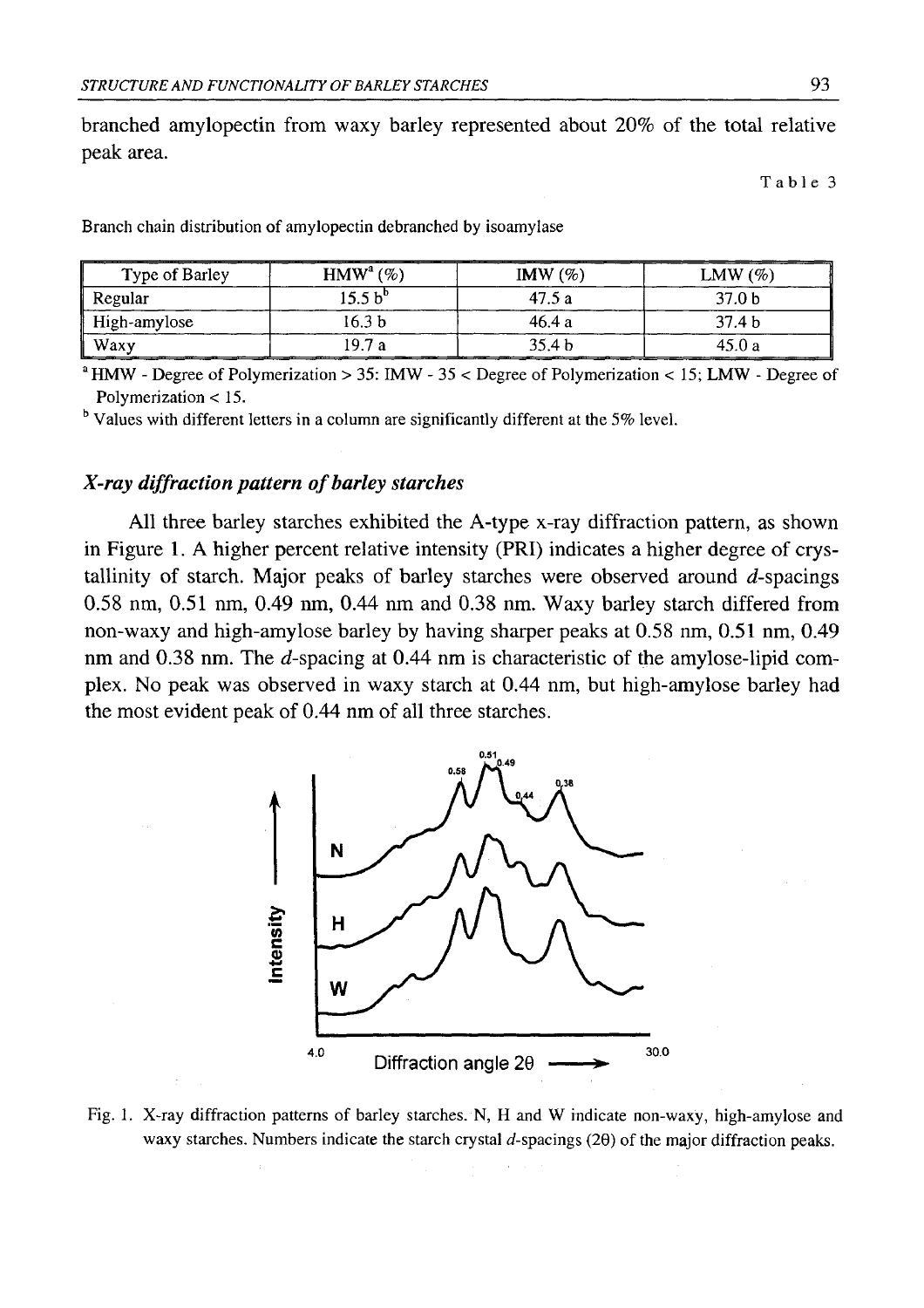branched amylopectin from waxy barley represented about 20% of the total relative peak area.

Table 3

Branch chain distribution of amylopectin debranched by isoamylase

| Type of Barley | HMW[a] (%) | IMW (%) | LMW (%) |
|---|---|---|---|
| Regular | 15.5 b[b] | 47.5 a | 37.0 b |
| High-amylose | 16.3 b | 46.4 a | 37.4 b |
| Waxy | 19.7 a | 35.4 b | 45.0 a |

[a] HMW - Degree of Polymerization > 35: IMW - 35 < Degree of Polymerization < 15; LMW - Degree of Polymerization < 15.

[b] Values with different letters in a column are significantly different at the 5% level.

### *X-ray diffraction pattern of barley starches*

All three barley starches exhibited the A-type x-ray diffraction pattern, as shown in Figure 1. A higher percent relative intensity (PRI) indicates a higher degree of crystallinity of starch. Major peaks of barley starches were observed around *d*-spacings 0.58 nm, 0.51 nm, 0.49 nm, 0.44 nm and 0.38 nm. Waxy barley starch differed from non-waxy and high-amylose barley by having sharper peaks at 0.58 nm, 0.51 nm, 0.49 nm and 0.38 nm. The *d*-spacing at 0.44 nm is characteristic of the amylose-lipid complex. No peak was observed in waxy starch at 0.44 nm, but high-amylose barley had the most evident peak of 0.44 nm of all three starches.

0.51
0.49
0.58
0.38
0.44
N
H
W
Intensity
4.0
30.0
Diffraction angle 2θ

Fig. 1. X-ray diffraction patterns of barley starches. N, H and W indicate non-waxy, high-amylose and waxy starches. Numbers indicate the starch crystal *d*-spacings (2θ) of the major diffraction peaks.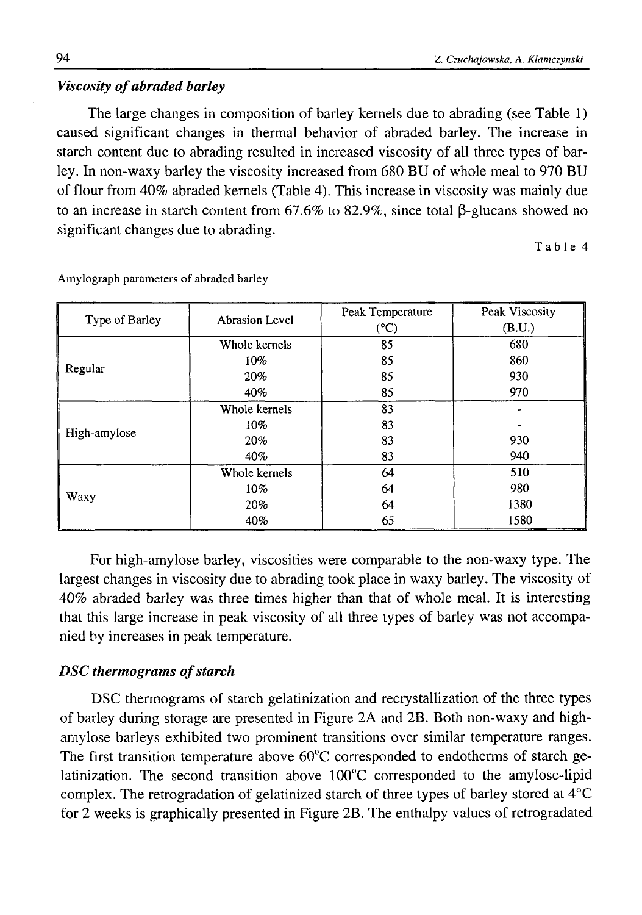### *Viscosity of abraded barley*

The large changes in composition of barley kernels due to abrading (see Table 1) caused significant changes in thermal behavior of abraded barley. The increase in starch content due to abrading resulted in increased viscosity of all three types of barley. In non-waxy barley the viscosity increased from 680 BU of whole meal to 970 BU of flour from 40% abraded kernels (Table 4). This increase in viscosity was mainly due to an increase in starch content from 67.6% to 82.9%, since total β-glucans showed no significant changes due to abrading.

Table 4

Amylograph parameters of abraded barley

| Type of Barley | Abrasion Level | Peak Temperature (°C) | Peak Viscosity (B.U.) |
|---|---|---|---|
| Regular | Whole kernels | 85 | 680 |
| | 10% | 85 | 860 |
| | 20% | 85 | 930 |
| | 40% | 85 | 970 |
| High-amylose | Whole kernels | 83 | - |
| | 10% | 83 | - |
| | 20% | 83 | 930 |
| | 40% | 83 | 940 |
| Waxy | Whole kernels | 64 | 510 |
| | 10% | 64 | 980 |
| | 20% | 64 | 1380 |
| | 40% | 65 | 1580 |

For high-amylose barley, viscosities were comparable to the non-waxy type. The largest changes in viscosity due to abrading took place in waxy barley. The viscosity of 40% abraded barley was three times higher than that of whole meal. It is interesting that this large increase in peak viscosity of all three types of barley was not accompanied by increases in peak temperature.

### *DSC thermograms of starch*

DSC thermograms of starch gelatinization and recrystallization of the three types of barley during storage are presented in Figure 2A and 2B. Both non-waxy and high-amylose barleys exhibited two prominent transitions over similar temperature ranges. The first transition temperature above 60°C corresponded to endotherms of starch gelatinization. The second transition above 100°C corresponded to the amylose-lipid complex. The retrogradation of gelatinized starch of three types of barley stored at 4°C for 2 weeks is graphically presented in Figure 2B. The enthalpy values of retrogradated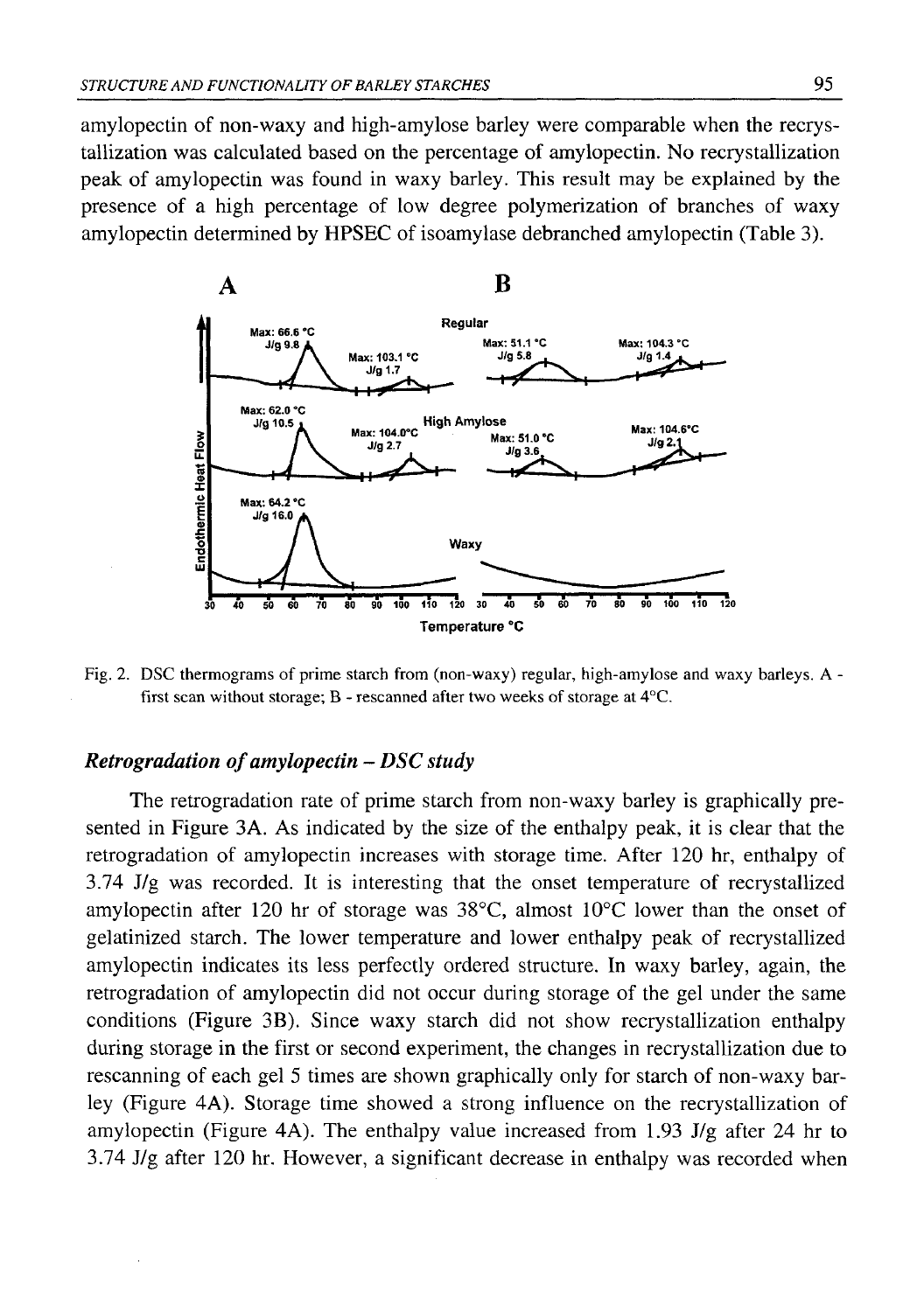amylopectin of non-waxy and high-amylose barley were comparable when the recrystallization was calculated based on the percentage of amylopectin. No recrystallization peak of amylopectin was found in waxy barley. This result may be explained by the presence of a high percentage of low degree polymerization of branches of waxy amylopectin determined by HPSEC of isoamylase debranched amylopectin (Table 3).

A

B

Regular

Max: 66.6 °C
J/g 9.8

Max: 103.1 °C
J/g 1.7

Max: 51.1 °C
J/g 5.8

Max: 104.3 °C
J/g 1.4

High Amylose

Max: 62.0 °C
J/g 10.5

Max: 104.0°C
J/g 2.7

Max: 51.0 °C
J/g 3.6

Max: 104.6°C
J/g 2.1

Waxy

Max: 64.2 °C
J/g 16.0

Endothermic Heat Flow

30 40 50 60 70 80 90 100 110 120 30 40 50 60 70 80 90 100 110 120

Temperature °C

Fig. 2. DSC thermograms of prime starch from (non-waxy) regular, high-amylose and waxy barleys. A - first scan without storage; B - rescanned after two weeks of storage at 4°C.

### *Retrogradation of amylopectin – DSC study*

The retrogradation rate of prime starch from non-waxy barley is graphically presented in Figure 3A. As indicated by the size of the enthalpy peak, it is clear that the retrogradation of amylopectin increases with storage time. After 120 hr, enthalpy of 3.74 J/g was recorded. It is interesting that the onset temperature of recrystallized amylopectin after 120 hr of storage was 38°C, almost 10°C lower than the onset of gelatinized starch. The lower temperature and lower enthalpy peak of recrystallized amylopectin indicates its less perfectly ordered structure. In waxy barley, again, the retrogradation of amylopectin did not occur during storage of the gel under the same conditions (Figure 3B). Since waxy starch did not show recrystallization enthalpy during storage in the first or second experiment, the changes in recrystallization due to rescanning of each gel 5 times are shown graphically only for starch of non-waxy barley (Figure 4A). Storage time showed a strong influence on the recrystallization of amylopectin (Figure 4A). The enthalpy value increased from 1.93 J/g after 24 hr to 3.74 J/g after 120 hr. However, a significant decrease in enthalpy was recorded when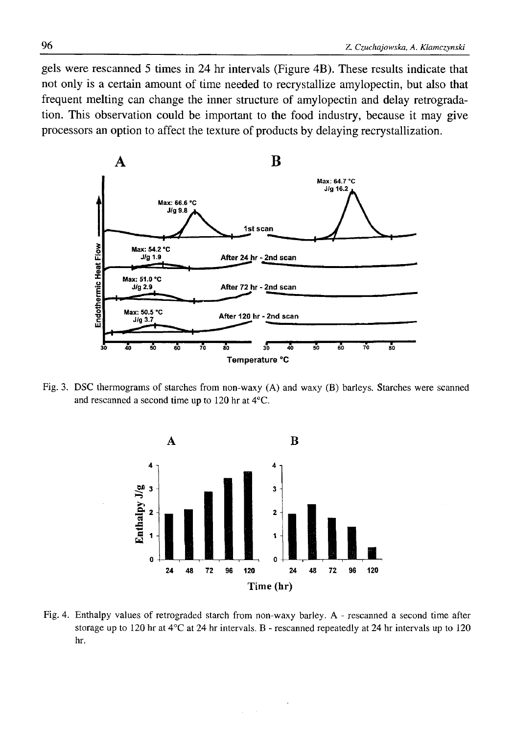gels were rescanned 5 times in 24 hr intervals (Figure 4B). These results indicate that not only is a certain amount of time needed to recrystallize amylopectin, but also that frequent melting can change the inner structure of amylopectin and delay retrogradation. This observation could be important to the food industry, because it may give processors an option to affect the texture of products by delaying recrystallization.

A

B

Max: 66.6 °C
J/g 9.8

Max: 64.7 °C
J/g 16.2

1st scan

Max: 54.2 °C
J/g 1.9

After 24 hr - 2nd scan

Max: 51.0 °C
J/g 2.9

After 72 hr - 2nd scan

Max: 50.5 °C
J/g 3.7

After 120 hr - 2nd scan

Endothermic Heat Flow

30 40 50 60 70 80 30 40 50 60 70 80

Temperature °C

Fig. 3. DSC thermograms of starches from non-waxy (A) and waxy (B) barleys. Starches were scanned and rescanned a second time up to 120 hr at 4°C.

A

B

Enthalpy J/g

0 1 2 3 4

24 48 72 96 120

24 48 72 96 120

Time (hr)

Fig. 4. Enthalpy values of retrograded starch from non-waxy barley. A - rescanned a second time after storage up to 120 hr at 4°C at 24 hr intervals. B - rescanned repeatedly at 24 hr intervals up to 120 hr.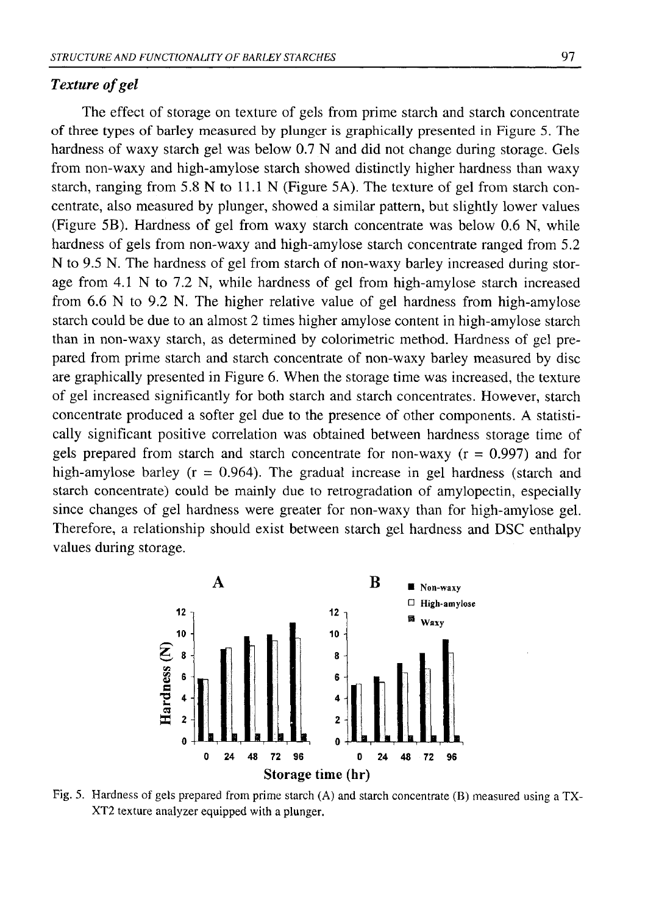### *Texture of gel*

The effect of storage on texture of gels from prime starch and starch concentrate of three types of barley measured by plunger is graphically presented in Figure 5. The hardness of waxy starch gel was below 0.7 N and did not change during storage. Gels from non-waxy and high-amylose starch showed distinctly higher hardness than waxy starch, ranging from 5.8 N to 11.1 N (Figure 5A). The texture of gel from starch concentrate, also measured by plunger, showed a similar pattern, but slightly lower values (Figure 5B). Hardness of gel from waxy starch concentrate was below 0.6 N, while hardness of gels from non-waxy and high-amylose starch concentrate ranged from 5.2 N to 9.5 N. The hardness of gel from starch of non-waxy barley increased during storage from 4.1 N to 7.2 N, while hardness of gel from high-amylose starch increased from 6.6 N to 9.2 N. The higher relative value of gel hardness from high-amylose starch could be due to an almost 2 times higher amylose content in high-amylose starch than in non-waxy starch, as determined by colorimetric method. Hardness of gel prepared from prime starch and starch concentrate of non-waxy barley measured by disc are graphically presented in Figure 6. When the storage time was increased, the texture of gel increased significantly for both starch and starch concentrates. However, starch concentrate produced a softer gel due to the presence of other components. A statistically significant positive correlation was obtained between hardness storage time of gels prepared from starch and starch concentrate for non-waxy ($r = 0.997$) and for high-amylose barley ($r = 0.964$). The gradual increase in gel hardness (starch and starch concentrate) could be mainly due to retrogradation of amylopectin, especially since changes of gel hardness were greater for non-waxy than for high-amylose gel. Therefore, a relationship should exist between starch gel hardness and DSC enthalpy values during storage.

A

B

■ Non-waxy

□ High-amylose

Waxy

Hardness (N)

0 2 4 6 8 10 12

0 24 48 72 96

0 24 48 72 96

Storage time (hr)

Fig. 5. Hardness of gels prepared from prime starch (A) and starch concentrate (B) measured using a TX-XT2 texture analyzer equipped with a plunger.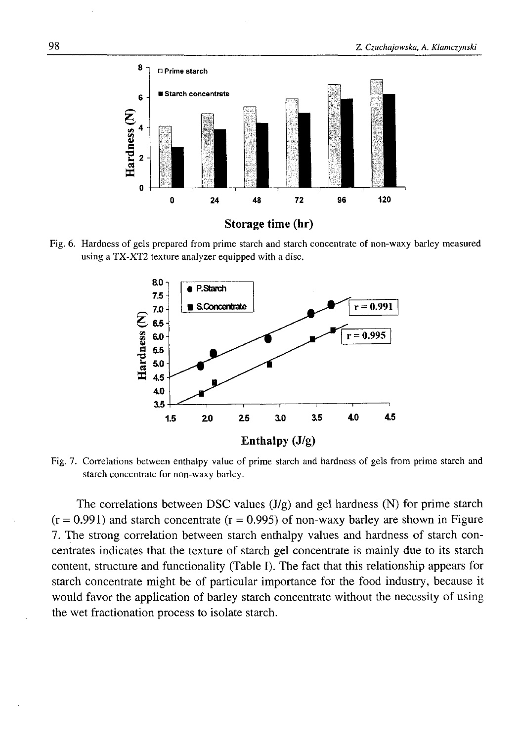8

6

4

2

0

□ Prime starch

■ Starch concentrate

Hardness (N)

0 24 48 72 96 120

Storage time (hr)

Fig. 6. Hardness of gels prepared from prime starch and starch concentrate of non-waxy barley measured using a TX-XT2 texture analyzer equipped with a disc.

8.0
7.5
7.0
6.5
6.0
5.5
5.0
4.5
4.0
3.5

● P.Starch

■ S.Concentrate

r = 0.991

r = 0.995

Hardness (N)

1.5 2.0 2.5 3.0 3.5 4.0 4.5

Enthalpy (J/g)

Fig. 7. Correlations between enthalpy value of prime starch and hardness of gels from prime starch and starch concentrate for non-waxy barley.

The correlations between DSC values (J/g) and gel hardness (N) for prime starch ($r = 0.991$) and starch concentrate ($r = 0.995$) of non-waxy barley are shown in Figure 7. The strong correlation between starch enthalpy values and hardness of starch concentrates indicates that the texture of starch gel concentrate is mainly due to its starch content, structure and functionality (Table I). The fact that this relationship appears for starch concentrate might be of particular importance for the food industry, because it would favor the application of barley starch concentrate without the necessity of using the wet fractionation process to isolate starch.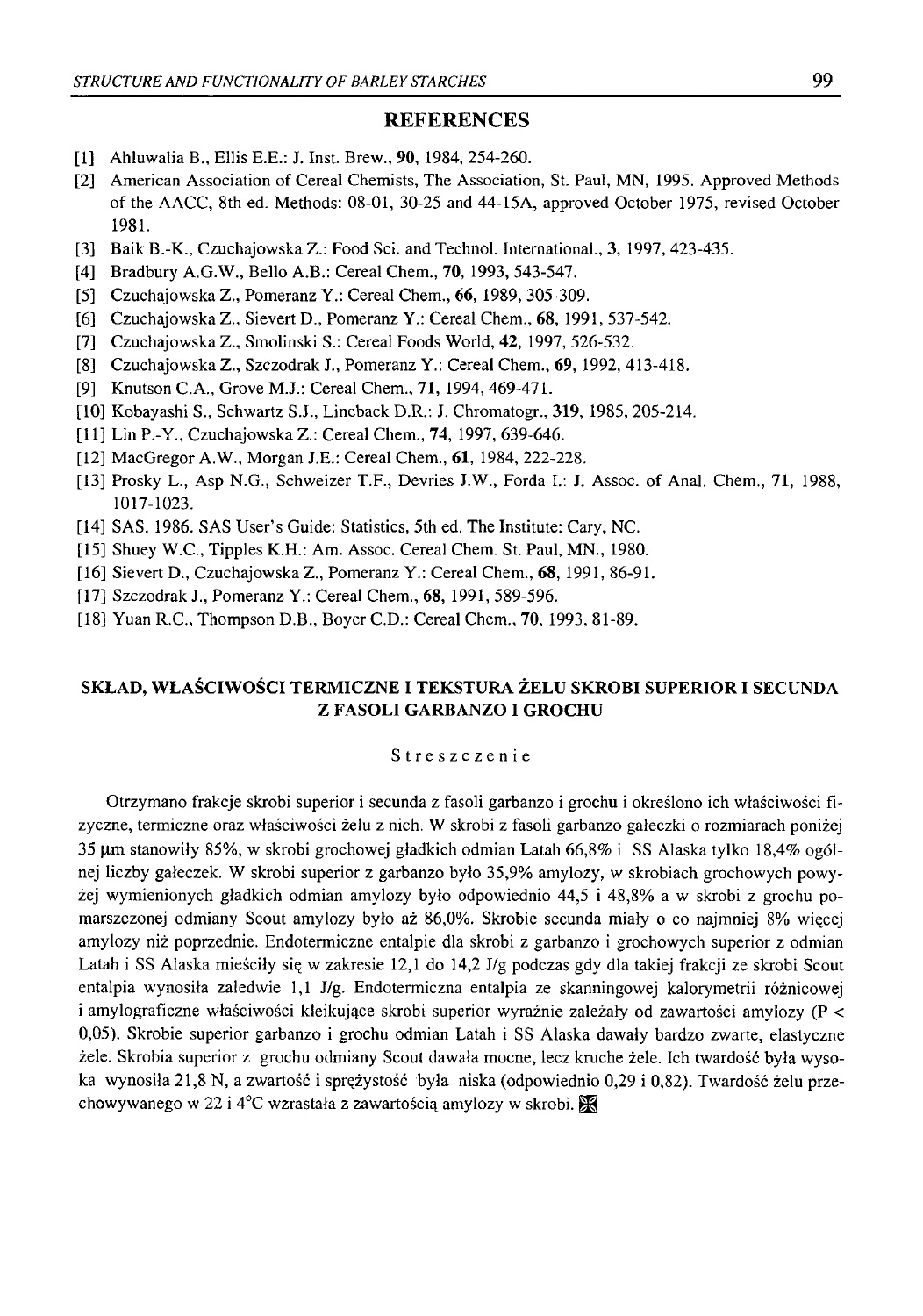## REFERENCES

[1] Ahluwalia B., Ellis E.E.: J. Inst. Brew., **90**, 1984, 254-260.

[2] American Association of Cereal Chemists, The Association, St. Paul, MN, 1995. Approved Methods of the AACC, 8th ed. Methods: 08-01, 30-25 and 44-15A, approved October 1975, revised October 1981.

[3] Baik B.-K., Czuchajowska Z.: Food Sci. and Technol. International., **3**, 1997, 423-435.

[4] Bradbury A.G.W., Bello A.B.: Cereal Chem., **70**, 1993, 543-547.

[5] Czuchajowska Z., Pomeranz Y.: Cereal Chem., **66**, 1989, 305-309.

[6] Czuchajowska Z., Sievert D., Pomeranz Y.: Cereal Chem., **68**, 1991, 537-542.

[7] Czuchajowska Z., Smolinski S.: Cereal Foods World, **42**, 1997, 526-532.

[8] Czuchajowska Z., Szczodrak J., Pomeranz Y.: Cereal Chem., **69**, 1992, 413-418.

[9] Knutson C.A., Grove M.J.: Cereal Chem., **71**, 1994, 469-471.

[10] Kobayashi S., Schwartz S.J., Lineback D.R.: J. Chromatogr., **319**, 1985, 205-214.

[11] Lin P.-Y., Czuchajowska Z.: Cereal Chem., **74**, 1997, 639-646.

[12] MacGregor A.W., Morgan J.E.: Cereal Chem., **61**, 1984, 222-228.

[13] Prosky L., Asp N.G., Schweizer T.F., Devries J.W., Forda I.: J. Assoc. of Anal. Chem., **71**, 1988, 1017-1023.

[14] SAS. 1986. SAS User's Guide: Statistics, 5th ed. The Institute: Cary, NC.

[15] Shuey W.C., Tipples K.H.: Am. Assoc. Cereal Chem. St. Paul, MN., 1980.

[16] Sievert D., Czuchajowska Z., Pomeranz Y.: Cereal Chem., **68**, 1991, 86-91.

[17] Szczodrak J., Pomeranz Y.: Cereal Chem., **68**, 1991, 589-596.

[18] Yuan R.C., Thompson D.B., Boyer C.D.: Cereal Chem., **70**, 1993, 81-89.

## SKŁAD, WŁAŚCIWOŚCI TERMICZNE I TEKSTURA ŻELU SKROBI SUPERIOR I SECUNDA Z FASOLI GARBANZO I GROCHU

### Streszczenie

Otrzymano frakcje skrobi superior i secunda z fasoli garbanzo i grochu i określono ich właściwości fizyczne, termiczne oraz właściwości żelu z nich. W skrobi z fasoli garbanzo gałeczki o rozmiarach poniżej 35 µm stanowiły 85%, w skrobi grochowej gładkich odmian Latah 66,8% i SS Alaska tylko 18,4% ogólnej liczby gałeczek. W skrobi superior z garbanzo było 35,9% amylozy, w skrobiach grochowych powyżej wymienionych gładkich odmian amylozy było odpowiednio 44,5 i 48,8% a w skrobi z grochu pomarszczonej odmiany Scout amylozy było aż 86,0%. Skrobie secunda miały o co najmniej 8% więcej amylozy niż poprzednie. Endotermiczne entalpie dla skrobi z garbanzo i grochowych superior z odmian Latah i SS Alaska mieściły się w zakresie 12,1 do 14,2 J/g podczas gdy dla takiej frakcji ze skrobi Scout entalpia wynosiła zaledwie 1,1 J/g. Endotermiczna entalpia ze skanningowej kalorymetrii różnicowej i amylograficzne właściwości kleikujące skrobi superior wyraźnie zależały od zawartości amylozy ($P < 0,05$). Skrobie superior garbanzo i grochu odmian Latah i SS Alaska dawały bardzo zwarte, elastyczne żele. Skrobia superior z grochu odmiany Scout dawała mocne, lecz kruche żele. Ich twardość była wysoka wynosiła 21,8 N, a zwartość i sprężystość była niska (odpowiednio 0,29 i 0,82). Twardość żelu przechowywanego w 22 i 4°C wzrastała z zawartością amylozy w skrobi.